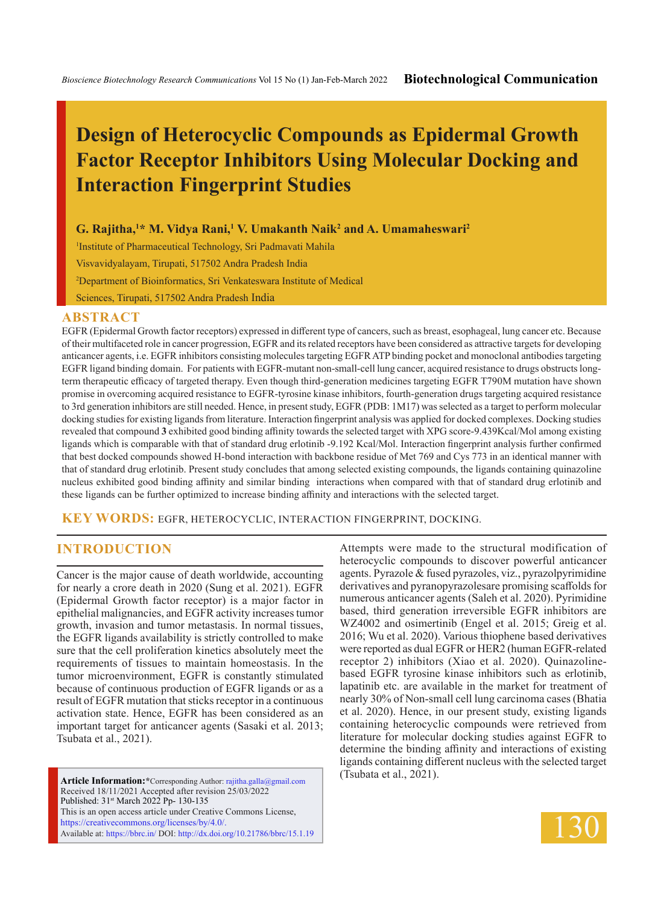# Design of Heterocyclic Compounds as Epidermal Growth Factor Receptor Inhibitors Using Molecular Docking and Interaction Fingerprint Studies

**G. Rajitha,[1]* M. Vidya Rani,[1] V. Umakanth Naik[2] and A. Umamaheswari[2]**

[1]Institute of Pharmaceutical Technology, Sri Padmavati Mahila Visvavidyalayam, Tirupati, 517502 Andra Pradesh India

[2]Department of Bioinformatics, Sri Venkateswara Institute of Medical Sciences, Tirupati, 517502 Andra Pradesh India

## ABSTRACT

EGFR (Epidermal Growth factor receptors) expressed in different type of cancers, such as breast, esophageal, lung cancer etc. Because of their multifaceted role in cancer progression, EGFR and its related receptors have been considered as attractive targets for developing anticancer agents, i.e. EGFR inhibitors consisting molecules targeting EGFR ATP binding pocket and monoclonal antibodies targeting EGFR ligand binding domain. For patients with EGFR-mutant non-small-cell lung cancer, acquired resistance to drugs obstructs long-term therapeutic efficacy of targeted therapy. Even though third-generation medicines targeting EGFR T790M mutation have shown promise in overcoming acquired resistance to EGFR-tyrosine kinase inhibitors, fourth-generation drugs targeting acquired resistance to 3rd generation inhibitors are still needed. Hence, in present study, EGFR (PDB: 1M17) was selected as a target to perform molecular docking studies for existing ligands from literature. Interaction fingerprint analysis was applied for docked complexes. Docking studies revealed that compound **3** exhibited good binding affinity towards the selected target with XPG score-9.439Kcal/Mol among existing ligands which is comparable with that of standard drug erlotinib -9.192 Kcal/Mol. Interaction fingerprint analysis further confirmed that best docked compounds showed H-bond interaction with backbone residue of Met 769 and Cys 773 in an identical manner with that of standard drug erlotinib. Present study concludes that among selected existing compounds, the ligands containing quinazoline nucleus exhibited good binding affinity and similar binding interactions when compared with that of standard drug erlotinib and these ligands can be further optimized to increase binding affinity and interactions with the selected target.

**KEY WORDS:** EGFR, HETEROCYCLIC, INTERACTION FINGERPRINT, DOCKING.

## INTRODUCTION

Cancer is the major cause of death worldwide, accounting for nearly a crore death in 2020 (Sung et al. 2021). EGFR (Epidermal Growth factor receptor) is a major factor in epithelial malignancies, and EGFR activity increases tumor growth, invasion and tumor metastasis. In normal tissues, the EGFR ligands availability is strictly controlled to make sure that the cell proliferation kinetics absolutely meet the requirements of tissues to maintain homeostasis. In the tumor microenvironment, EGFR is constantly stimulated because of continuous production of EGFR ligands or as a result of EGFR mutation that sticks receptor in a continuous activation state. Hence, EGFR has been considered as an important target for anticancer agents (Sasaki et al. 2013; Tsubata et al., 2021).

Attempts were made to the structural modification of heterocyclic compounds to discover powerful anticancer agents. Pyrazole & fused pyrazoles, viz., pyrazolpyrimidine derivatives and pyranopyrazolesare promising scaffolds for numerous anticancer agents (Saleh et al. 2020). Pyrimidine based, third generation irreversible EGFR inhibitors are WZ4002 and osimertinib (Engel et al. 2015; Greig et al. 2016; Wu et al. 2020). Various thiophene based derivatives were reported as dual EGFR or HER2 (human EGFR-related receptor 2) inhibitors (Xiao et al. 2020). Quinazoline-based EGFR tyrosine kinase inhibitors such as erlotinib, lapatinib etc. are available in the market for treatment of nearly 30% of Non-small cell lung carcinoma cases (Bhatia et al. 2020). Hence, in our present study, existing ligands containing heterocyclic compounds were retrieved from literature for molecular docking studies against EGFR to determine the binding affinity and interactions of existing ligands containing different nucleus with the selected target (Tsubata et al., 2021).

**Article Information:***Corresponding Author: rajitha.galla@gmail.com
Received 18/11/2021 Accepted after revision 25/03/2022
Published: 31st March 2022 Pp- 130-135
This is an open access article under Creative Commons License, https://creativecommons.org/licenses/by/4.0/.
Available at: https://bbrc.in/ DOI: http://dx.doi.org/10.21786/bbrc/15.1.19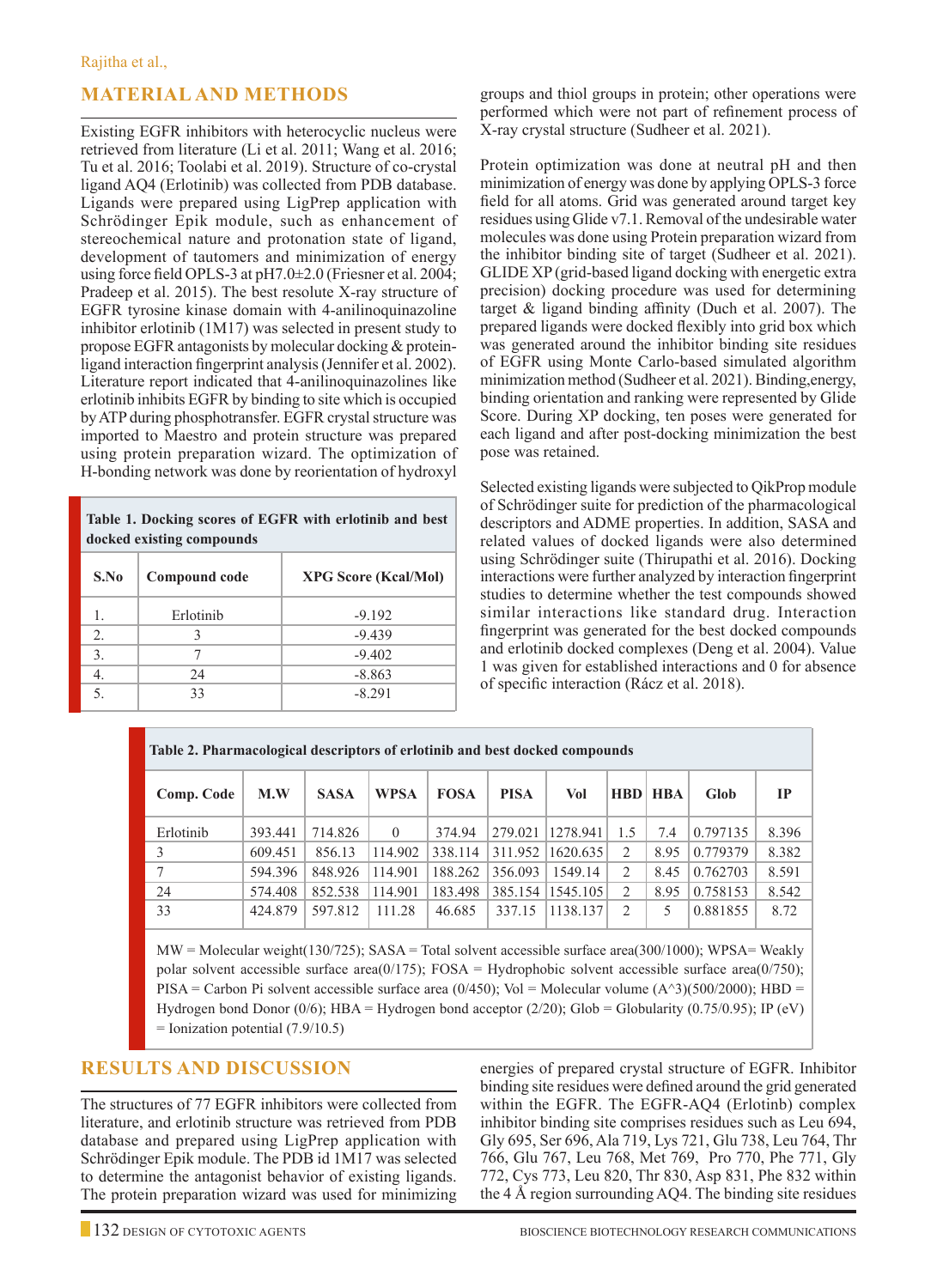## MATERIAL AND METHODS

Existing EGFR inhibitors with heterocyclic nucleus were retrieved from literature (Li et al. 2011; Wang et al. 2016; Tu et al. 2016; Toolabi et al. 2019). Structure of co-crystal ligand AQ4 (Erlotinib) was collected from PDB database. Ligands were prepared using LigPrep application with Schrödinger Epik module, such as enhancement of stereochemical nature and protonation state of ligand, development of tautomers and minimization of energy using force field OPLS-3 at pH7.0±2.0 (Friesner et al. 2004; Pradeep et al. 2015). The best resolute X-ray structure of EGFR tyrosine kinase domain with 4-anilinoquinazoline inhibitor erlotinib (1M17) was selected in present study to propose EGFR antagonists by molecular docking & protein-ligand interaction fingerprint analysis (Jennifer et al. 2002). Literature report indicated that 4-anilinoquinazolines like erlotinib inhibits EGFR by binding to site which is occupied by ATP during phosphotransfer. EGFR crystal structure was imported to Maestro and protein structure was prepared using protein preparation wizard. The optimization of H-bonding network was done by reorientation of hydroxyl groups and thiol groups in protein; other operations were performed which were not part of refinement process of X-ray crystal structure (Sudheer et al. 2021).

**Table 1. Docking scores of EGFR with erlotinib and best docked existing compounds**

| S.No | Compound code | XPG Score (Kcal/Mol) |
|---|---|---|
| 1. | Erlotinib | -9.192 |
| 2. | 3 | -9.439 |
| 3. | 7 | -9.402 |
| 4. | 24 | -8.863 |
| 5. | 33 | -8.291 |

Protein optimization was done at neutral pH and then minimization of energy was done by applying OPLS-3 force field for all atoms. Grid was generated around target key residues using Glide v7.1. Removal of the undesirable water molecules was done using Protein preparation wizard from the inhibitor binding site of target (Sudheer et al. 2021). GLIDE XP (grid-based ligand docking with energetic extra precision) docking procedure was used for determining target & ligand binding affinity (Duch et al. 2007). The prepared ligands were docked flexibly into grid box which was generated around the inhibitor binding site residues of EGFR using Monte Carlo-based simulated algorithm minimization method (Sudheer et al. 2021). Binding,energy, binding orientation and ranking were represented by Glide Score. During XP docking, ten poses were generated for each ligand and after post-docking minimization the best pose was retained.

Selected existing ligands were subjected to QikProp module of Schrödinger suite for prediction of the pharmacological descriptors and ADME properties. In addition, SASA and related values of docked ligands were also determined using Schrödinger suite (Thirupathi et al. 2016). Docking interactions were further analyzed by interaction fingerprint studies to determine whether the test compounds showed similar interactions like standard drug. Interaction fingerprint was generated for the best docked compounds and erlotinib docked complexes (Deng et al. 2004). Value 1 was given for established interactions and 0 for absence of specific interaction (Rácz et al. 2018).

**Table 2. Pharmacological descriptors of erlotinib and best docked compounds**

| Comp. Code | M.W | SASA | WPSA | FOSA | PISA | Vol | HBD | HBA | Glob | IP |
|---|---|---|---|---|---|---|---|---|---|---|
| Erlotinib | 393.441 | 714.826 | 0 | 374.94 | 279.021 | 1278.941 | 1.5 | 7.4 | 0.797135 | 8.396 |
| 3 | 609.451 | 856.13 | 114.902 | 338.114 | 311.952 | 1620.635 | 2 | 8.95 | 0.779379 | 8.382 |
| 7 | 594.396 | 848.926 | 114.901 | 188.262 | 356.093 | 1549.14 | 2 | 8.45 | 0.762703 | 8.591 |
| 24 | 574.408 | 852.538 | 114.901 | 183.498 | 385.154 | 1545.105 | 2 | 8.95 | 0.758153 | 8.542 |
| 33 | 424.879 | 597.812 | 111.28 | 46.685 | 337.15 | 1138.137 | 2 | 5 | 0.881855 | 8.72 |

MW = Molecular weight(130/725); SASA = Total solvent accessible surface area(300/1000); WPSA= Weakly polar solvent accessible surface area(0/175); FOSA = Hydrophobic solvent accessible surface area(0/750); PISA = Carbon Pi solvent accessible surface area (0/450); Vol = Molecular volume ($A^3$)(500/2000); HBD = Hydrogen bond Donor (0/6); HBA = Hydrogen bond acceptor (2/20); Glob = Globularity (0.75/0.95); IP (eV) = Ionization potential (7.9/10.5)

## RESULTS AND DISCUSSION

The structures of 77 EGFR inhibitors were collected from literature, and erlotinib structure was retrieved from PDB database and prepared using LigPrep application with Schrödinger Epik module. The PDB id 1M17 was selected to determine the antagonist behavior of existing ligands. The protein preparation wizard was used for minimizing energies of prepared crystal structure of EGFR. Inhibitor binding site residues were defined around the grid generated within the EGFR. The EGFR-AQ4 (Erlotinb) complex inhibitor binding site comprises residues such as Leu 694, Gly 695, Ser 696, Ala 719, Lys 721, Glu 738, Leu 764, Thr 766, Glu 767, Leu 768, Met 769, Pro 770, Phe 771, Gly 772, Cys 773, Leu 820, Thr 830, Asp 831, Phe 832 within the 4 Å region surrounding AQ4. The binding site residues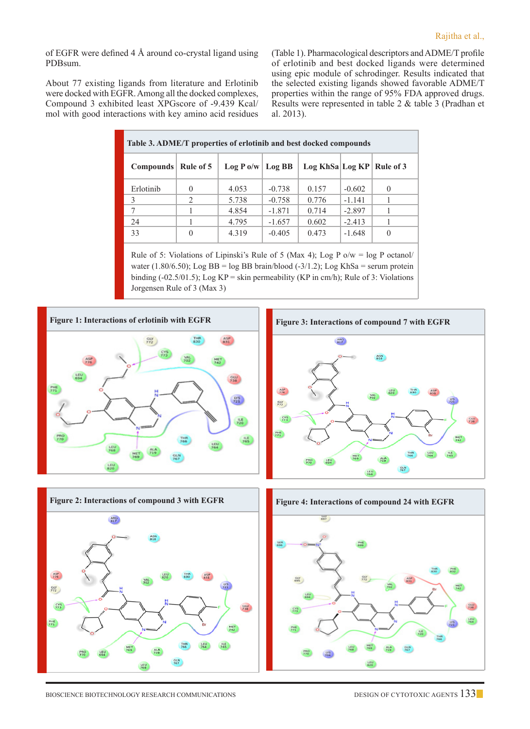of EGFR were defined 4 Å around co-crystal ligand using PDBsum.

About 77 existing ligands from literature and Erlotinib were docked with EGFR. Among all the docked complexes, Compound 3 exhibited least XPGscore of -9.439 Kcal/mol with good interactions with key amino acid residues (Table 1). Pharmacological descriptors and ADME/T profile of erlotinib and best docked ligands were determined using epic module of schrodinger. Results indicated that the selected existing ligands showed favorable ADME/T properties within the range of 95% FDA approved drugs. Results were represented in table 2 & table 3 (Pradhan et al. 2013).

**Table 3. ADME/T properties of erlotinib and best docked compounds**

| Compounds | Rule of 5 | Log P o/w | Log BB | Log KhSa | Log KP | Rule of 3 |
|---|---|---|---|---|---|---|
| Erlotinib | 0 | 4.053 | -0.738 | 0.157 | -0.602 | 0 |
| 3 | 2 | 5.738 | -0.758 | 0.776 | -1.141 | 1 |
| 7 | 1 | 4.854 | -1.871 | 0.714 | -2.897 | 1 |
| 24 | 1 | 4.795 | -1.657 | 0.602 | -2.413 | 1 |
| 33 | 0 | 4.319 | -0.405 | 0.473 | -1.648 | 0 |

Rule of 5: Violations of Lipinski's Rule of 5 (Max 4); Log P o/w = log P octanol/water (1.80/6.50); Log BB = log BB brain/blood (-3/1.2); Log KhSa = serum protein binding (-02.5/01.5); Log KP = skin permeability (KP in cm/h); Rule of 3: Violations Jorgensen Rule of 3 (Max 3)

**Figure 1: Interactions of erlotinib with EGFR**

**Figure 2: Interactions of compound 3 with EGFR**

**Figure 3: Interactions of compound 7 with EGFR**

**Figure 4: Interactions of compound 24 with EGFR**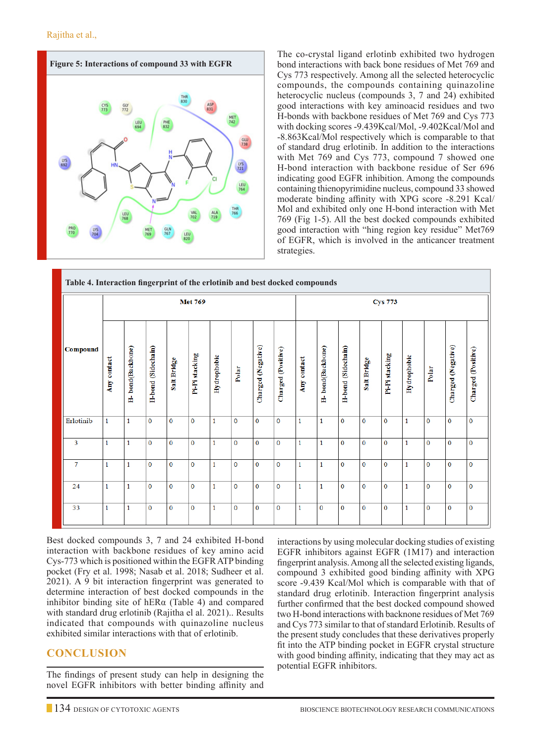**Figure 5: Interactions of compound 33 with EGFR**

The co-crystal ligand erlotinb exhibited two hydrogen bond interactions with back bone residues of Met 769 and Cys 773 respectively. Among all the selected heterocyclic compounds, the compounds containing quinazoline heterocyclic nucleus (compounds 3, 7 and 24) exhibited good interactions with key aminoacid residues and two H-bonds with backbone residues of Met 769 and Cys 773 with docking scores -9.439Kcal/Mol, -9.402Kcal/Mol and -8.863Kcal/Mol respectively which is comparable to that of standard drug erlotinib. In addition to the interactions with Met 769 and Cys 773, compound 7 showed one H-bond interaction with backbone residue of Ser 696 indicating good EGFR inhibition. Among the compounds containing thienopyrimidine nucleus, compound 33 showed moderate binding affinity with XPG score -8.291 Kcal/Mol and exhibited only one H-bond interaction with Met 769 (Fig 1-5). All the best docked compounds exhibited good interaction with "hing region key residue" Met769 of EGFR, which is involved in the anticancer treatment strategies.

**Table 4. Interaction fingerprint of the erlotinib and best docked compounds**

| Compound | Met 769 | | | | | | | | | Cys 773 | | | | | | | | |
|---|---|---|---|---|---|---|---|---|---|---|---|---|---|---|---|---|---|---|
| | Any contact | H- bond(Backbone) | H-bond (Sidechain) | Salt Bridge | Pi-Pi stacking | Hydrophobic | Polar | Charged (Negative) | Charged (Positive) | Any contact | H- bond(Backbone) | H-bond (Sidechain) | Salt Bridge | Pi-Pi stacking | Hydrophobic | Polar | Charged (Negative) | Charged (Positive) |
| Erlotinib | 1 | 1 | 0 | 0 | 0 | 1 | 0 | 0 | 0 | 1 | 1 | 0 | 0 | 0 | 1 | 0 | 0 | 0 |
| 3 | 1 | 1 | 0 | 0 | 0 | 1 | 0 | 0 | 0 | 1 | 1 | 0 | 0 | 0 | 1 | 0 | 0 | 0 |
| 7 | 1 | 1 | 0 | 0 | 0 | 1 | 0 | 0 | 0 | 1 | 1 | 0 | 0 | 0 | 1 | 0 | 0 | 0 |
| 24 | 1 | 1 | 0 | 0 | 0 | 1 | 0 | 0 | 0 | 1 | 1 | 0 | 0 | 0 | 1 | 0 | 0 | 0 |
| 33 | 1 | 1 | 0 | 0 | 0 | 1 | 0 | 0 | 0 | 1 | 0 | 0 | 0 | 0 | 1 | 0 | 0 | 0 |

Best docked compounds 3, 7 and 24 exhibited H-bond interaction with backbone residues of key amino acid Cys-773 which is positioned within the EGFR ATP binding pocket (Fry et al. 1998; Nasab et al. 2018; Sudheer et al. 2021). A 9 bit interaction fingerprint was generated to determine interaction of best docked compounds in the inhibitor binding site of hERα (Table 4) and compared with standard drug erlotinib (Rajitha el al. 2021).. Results indicated that compounds with quinazoline nucleus exhibited similar interactions with that of erlotinib.

## CONCLUSION

The findings of present study can help in designing the novel EGFR inhibitors with better binding affinity and interactions by using molecular docking studies of existing EGFR inhibitors against EGFR (1M17) and interaction fingerprint analysis. Among all the selected existing ligands, compound 3 exhibited good binding affinity with XPG score -9.439 Kcal/Mol which is comparable with that of standard drug erlotinib. Interaction fingerprint analysis further confirmed that the best docked compound showed two H-bond interactions with backnone residues of Met 769 and Cys 773 similar to that of standard Erlotinib. Results of the present study concludes that these derivatives properly fit into the ATP binding pocket in EGFR crystal structure with good binding affinity, indicating that they may act as potential EGFR inhibitors.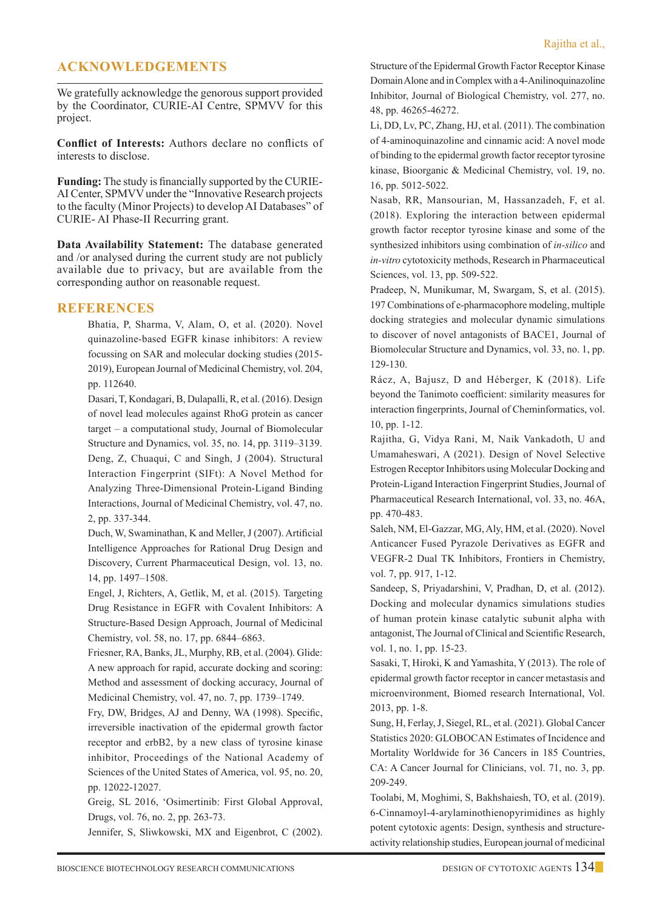## ACKNOWLEDGEMENTS

We gratefully acknowledge the genorous support provided by the Coordinator, CURIE-AI Centre, SPMVV for this project.

**Conflict of Interests:** Authors declare no conflicts of interests to disclose.

**Funding:** The study is financially supported by the CURIE-AI Center, SPMVV under the "Innovative Research projects to the faculty (Minor Projects) to develop AI Databases" of CURIE- AI Phase-II Recurring grant.

**Data Availability Statement:** The database generated and /or analysed during the current study are not publicly available due to privacy, but are available from the corresponding author on reasonable request.

## REFERENCES

Bhatia, P, Sharma, V, Alam, O, et al. (2020). Novel quinazoline-based EGFR kinase inhibitors: A review focussing on SAR and molecular docking studies (2015-2019), European Journal of Medicinal Chemistry, vol. 204, pp. 112640.

Dasari, T, Kondagari, B, Dulapalli, R, et al. (2016). Design of novel lead molecules against RhoG protein as cancer target – a computational study, Journal of Biomolecular Structure and Dynamics, vol. 35, no. 14, pp. 3119–3139.

Deng, Z, Chuaqui, C and Singh, J (2004). Structural Interaction Fingerprint (SIFt): A Novel Method for Analyzing Three-Dimensional Protein-Ligand Binding Interactions, Journal of Medicinal Chemistry, vol. 47, no. 2, pp. 337-344.

Duch, W, Swaminathan, K and Meller, J (2007). Artificial Intelligence Approaches for Rational Drug Design and Discovery, Current Pharmaceutical Design, vol. 13, no. 14, pp. 1497–1508.

Engel, J, Richters, A, Getlik, M, et al. (2015). Targeting Drug Resistance in EGFR with Covalent Inhibitors: A Structure-Based Design Approach, Journal of Medicinal Chemistry, vol. 58, no. 17, pp. 6844–6863.

Friesner, RA, Banks, JL, Murphy, RB, et al. (2004). Glide: A new approach for rapid, accurate docking and scoring: Method and assessment of docking accuracy, Journal of Medicinal Chemistry, vol. 47, no. 7, pp. 1739–1749.

Fry, DW, Bridges, AJ and Denny, WA (1998). Specific, irreversible inactivation of the epidermal growth factor receptor and erbB2, by a new class of tyrosine kinase inhibitor, Proceedings of the National Academy of Sciences of the United States of America, vol. 95, no. 20, pp. 12022-12027.

Greig, SL 2016, 'Osimertinib: First Global Approval, Drugs, vol. 76, no. 2, pp. 263-73.

Jennifer, S, Sliwkowski, MX and Eigenbrot, C (2002). Structure of the Epidermal Growth Factor Receptor Kinase Domain Alone and in Complex with a 4-Anilinoquinazoline Inhibitor, Journal of Biological Chemistry, vol. 277, no. 48, pp. 46265-46272.

Li, DD, Lv, PC, Zhang, HJ, et al. (2011). The combination of 4-aminoquinazoline and cinnamic acid: A novel mode of binding to the epidermal growth factor receptor tyrosine kinase, Bioorganic & Medicinal Chemistry, vol. 19, no. 16, pp. 5012-5022.

Nasab, RR, Mansourian, M, Hassanzadeh, F, et al. (2018). Exploring the interaction between epidermal growth factor receptor tyrosine kinase and some of the synthesized inhibitors using combination of *in-silico* and *in-vitro* cytotoxicity methods, Research in Pharmaceutical Sciences, vol. 13, pp. 509-522.

Pradeep, N, Munikumar, M, Swargam, S, et al. (2015). 197 Combinations of e-pharmacophore modeling, multiple docking strategies and molecular dynamic simulations to discover of novel antagonists of BACE1, Journal of Biomolecular Structure and Dynamics, vol. 33, no. 1, pp. 129-130.

Rácz, A, Bajusz, D and Héberger, K (2018). Life beyond the Tanimoto coefficient: similarity measures for interaction fingerprints, Journal of Cheminformatics, vol. 10, pp. 1-12.

Rajitha, G, Vidya Rani, M, Naik Vankadoth, U and Umamaheswari, A (2021). Design of Novel Selective Estrogen Receptor Inhibitors using Molecular Docking and Protein-Ligand Interaction Fingerprint Studies, Journal of Pharmaceutical Research International, vol. 33, no. 46A, pp. 470-483.

Saleh, NM, El-Gazzar, MG, Aly, HM, et al. (2020). Novel Anticancer Fused Pyrazole Derivatives as EGFR and VEGFR-2 Dual TK Inhibitors, Frontiers in Chemistry, vol. 7, pp. 917, 1-12.

Sandeep, S, Priyadarshini, V, Pradhan, D, et al. (2012). Docking and molecular dynamics simulations studies of human protein kinase catalytic subunit alpha with antagonist, The Journal of Clinical and Scientific Research, vol. 1, no. 1, pp. 15-23.

Sasaki, T, Hiroki, K and Yamashita, Y (2013). The role of epidermal growth factor receptor in cancer metastasis and microenvironment, Biomed research International, Vol. 2013, pp. 1-8.

Sung, H, Ferlay, J, Siegel, RL, et al. (2021). Global Cancer Statistics 2020: GLOBOCAN Estimates of Incidence and Mortality Worldwide for 36 Cancers in 185 Countries, CA: A Cancer Journal for Clinicians, vol. 71, no. 3, pp. 209-249.

Toolabi, M, Moghimi, S, Bakhshaiesh, TO, et al. (2019). 6-Cinnamoyl-4-arylaminothienopyrimidines as highly potent cytotoxic agents: Design, synthesis and structure-activity relationship studies, European journal of medicinal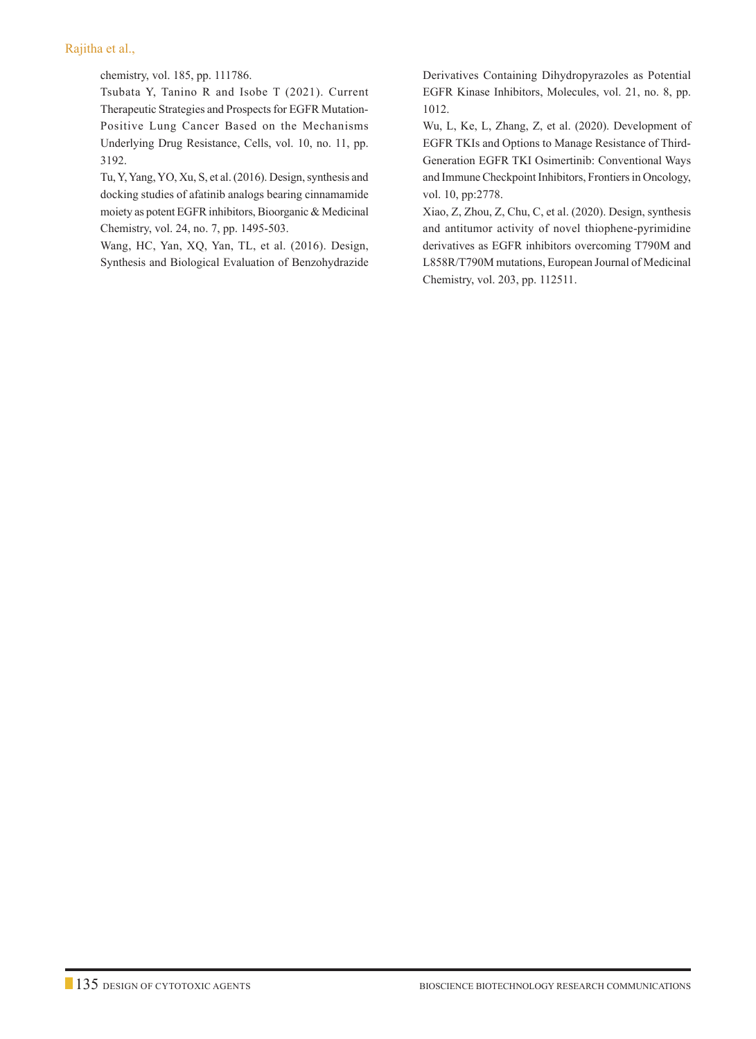chemistry, vol. 185, pp. 111786.

Tsubata Y, Tanino R and Isobe T (2021). Current Therapeutic Strategies and Prospects for EGFR Mutation-Positive Lung Cancer Based on the Mechanisms Underlying Drug Resistance, Cells, vol. 10, no. 11, pp. 3192.

Tu, Y, Yang, YO, Xu, S, et al. (2016). Design, synthesis and docking studies of afatinib analogs bearing cinnamamide moiety as potent EGFR inhibitors, Bioorganic & Medicinal Chemistry, vol. 24, no. 7, pp. 1495-503.

Wang, HC, Yan, XQ, Yan, TL, et al. (2016). Design, Synthesis and Biological Evaluation of Benzohydrazide Derivatives Containing Dihydropyrazoles as Potential EGFR Kinase Inhibitors, Molecules, vol. 21, no. 8, pp. 1012.

Wu, L, Ke, L, Zhang, Z, et al. (2020). Development of EGFR TKIs and Options to Manage Resistance of Third-Generation EGFR TKI Osimertinib: Conventional Ways and Immune Checkpoint Inhibitors, Frontiers in Oncology, vol. 10, pp:2778.

Xiao, Z, Zhou, Z, Chu, C, et al. (2020). Design, synthesis and antitumor activity of novel thiophene-pyrimidine derivatives as EGFR inhibitors overcoming T790M and L858R/T790M mutations, European Journal of Medicinal Chemistry, vol. 203, pp. 112511.